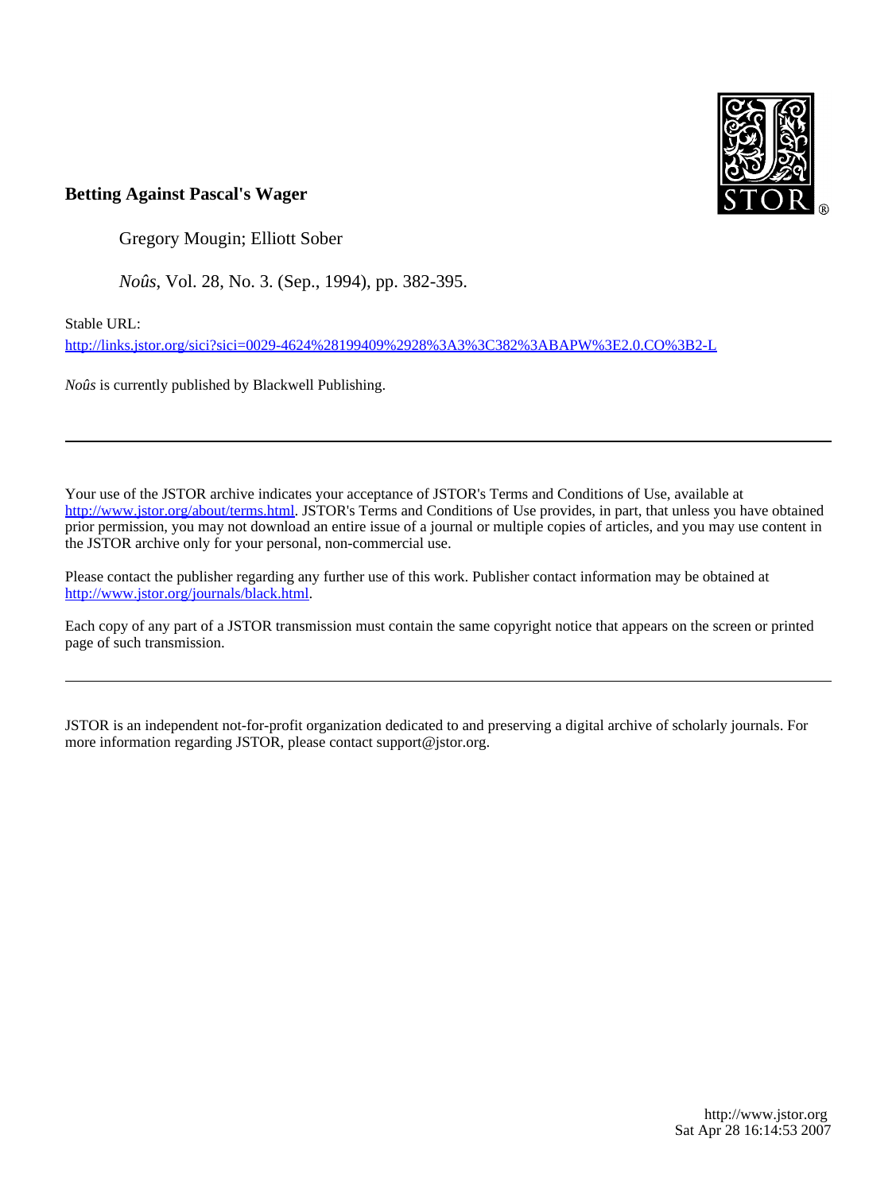**Betting Against Pascal's Wager**

Gregory Mougin; Elliott Sober

*Noûs*, Vol. 28, No. 3. (Sep., 1994), pp. 382-395.

Stable URL:

http://links.jstor.org/sici?sici=0029-4624%28199409%2928%3A3%3C382%3ABAPW%3E2.0.CO%3B2-L

*Noûs* is currently published by Blackwell Publishing.

---

Your use of the JSTOR archive indicates your acceptance of JSTOR's Terms and Conditions of Use, available at http://www.jstor.org/about/terms.html. JSTOR's Terms and Conditions of Use provides, in part, that unless you have obtained prior permission, you may not download an entire issue of a journal or multiple copies of articles, and you may use content in the JSTOR archive only for your personal, non-commercial use.

Please contact the publisher regarding any further use of this work. Publisher contact information may be obtained at http://www.jstor.org/journals/black.html.

Each copy of any part of a JSTOR transmission must contain the same copyright notice that appears on the screen or printed page of such transmission.

---

JSTOR is an independent not-for-profit organization dedicated to and preserving a digital archive of scholarly journals. For more information regarding JSTOR, please contact support@jstor.org.

http://www.jstor.org
Sat Apr 28 16:14:53 2007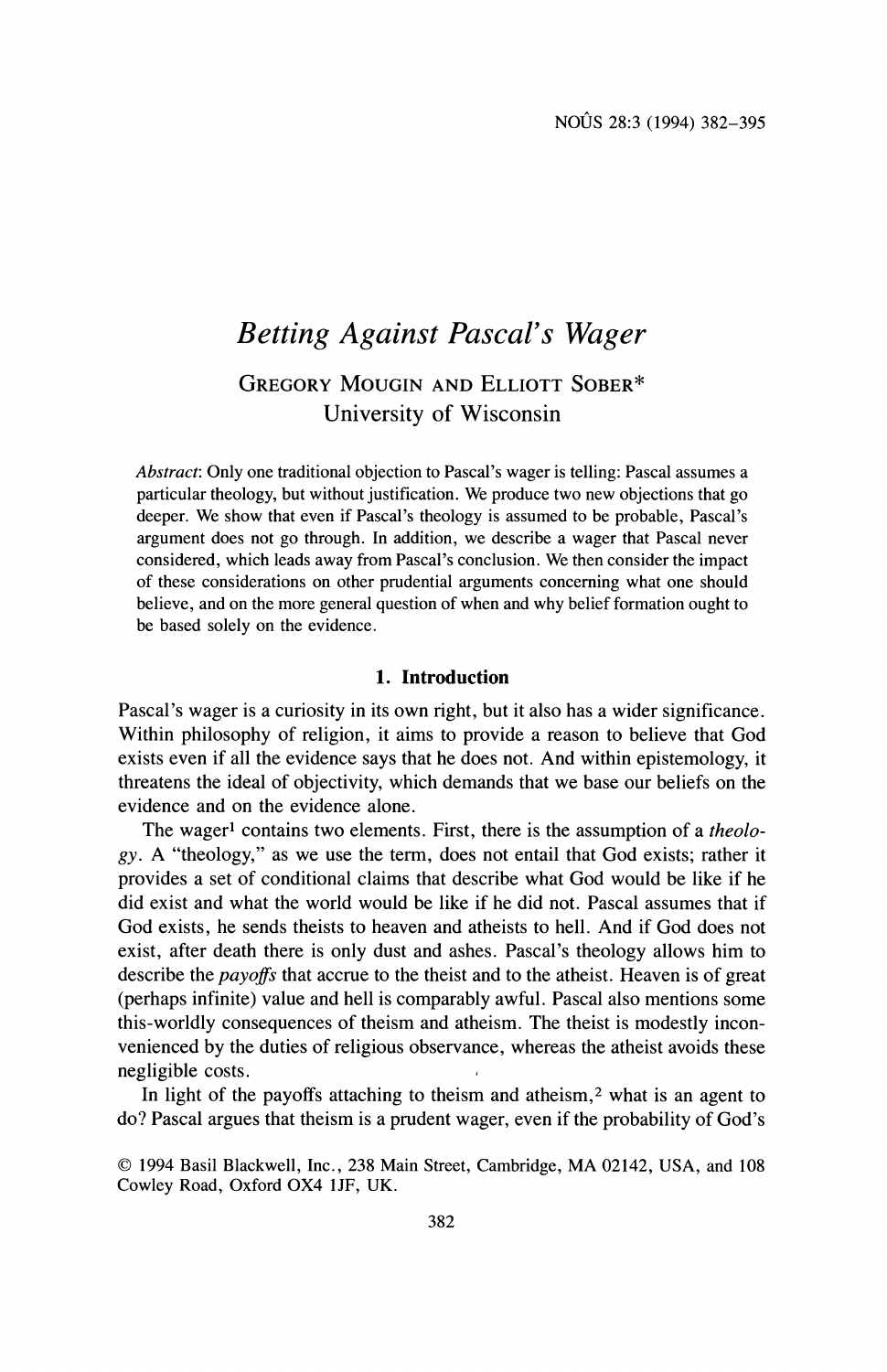# *Betting Against Pascal's Wager*

GREGORY MOUGIN AND ELLIOTT SOBER*
University of Wisconsin

*Abstract*: Only one traditional objection to Pascal's wager is telling: Pascal assumes a particular theology, but without justification. We produce two new objections that go deeper. We show that even if Pascal's theology is assumed to be probable, Pascal's argument does not go through. In addition, we describe a wager that Pascal never considered, which leads away from Pascal's conclusion. We then consider the impact of these considerations on other prudential arguments concerning what one should believe, and on the more general question of when and why belief formation ought to be based solely on the evidence.

## 1. Introduction

Pascal's wager is a curiosity in its own right, but it also has a wider significance. Within philosophy of religion, it aims to provide a reason to believe that God exists even if all the evidence says that he does not. And within epistemology, it threatens the ideal of objectivity, which demands that we base our beliefs on the evidence and on the evidence alone.

The wager[1] contains two elements. First, there is the assumption of a *theology*. A "theology," as we use the term, does not entail that God exists; rather it provides a set of conditional claims that describe what God would be like if he did exist and what the world would be like if he did not. Pascal assumes that if God exists, he sends theists to heaven and atheists to hell. And if God does not exist, after death there is only dust and ashes. Pascal's theology allows him to describe the *payoffs* that accrue to the theist and to the atheist. Heaven is of great (perhaps infinite) value and hell is comparably awful. Pascal also mentions some this-worldly consequences of theism and atheism. The theist is modestly inconvenienced by the duties of religious observance, whereas the atheist avoids these negligible costs.

In light of the payoffs attaching to theism and atheism,[2] what is an agent to do? Pascal argues that theism is a prudent wager, even if the probability of God's

© 1994 Basil Blackwell, Inc., 238 Main Street, Cambridge, MA 02142, USA, and 108 Cowley Road, Oxford OX4 1JF, UK.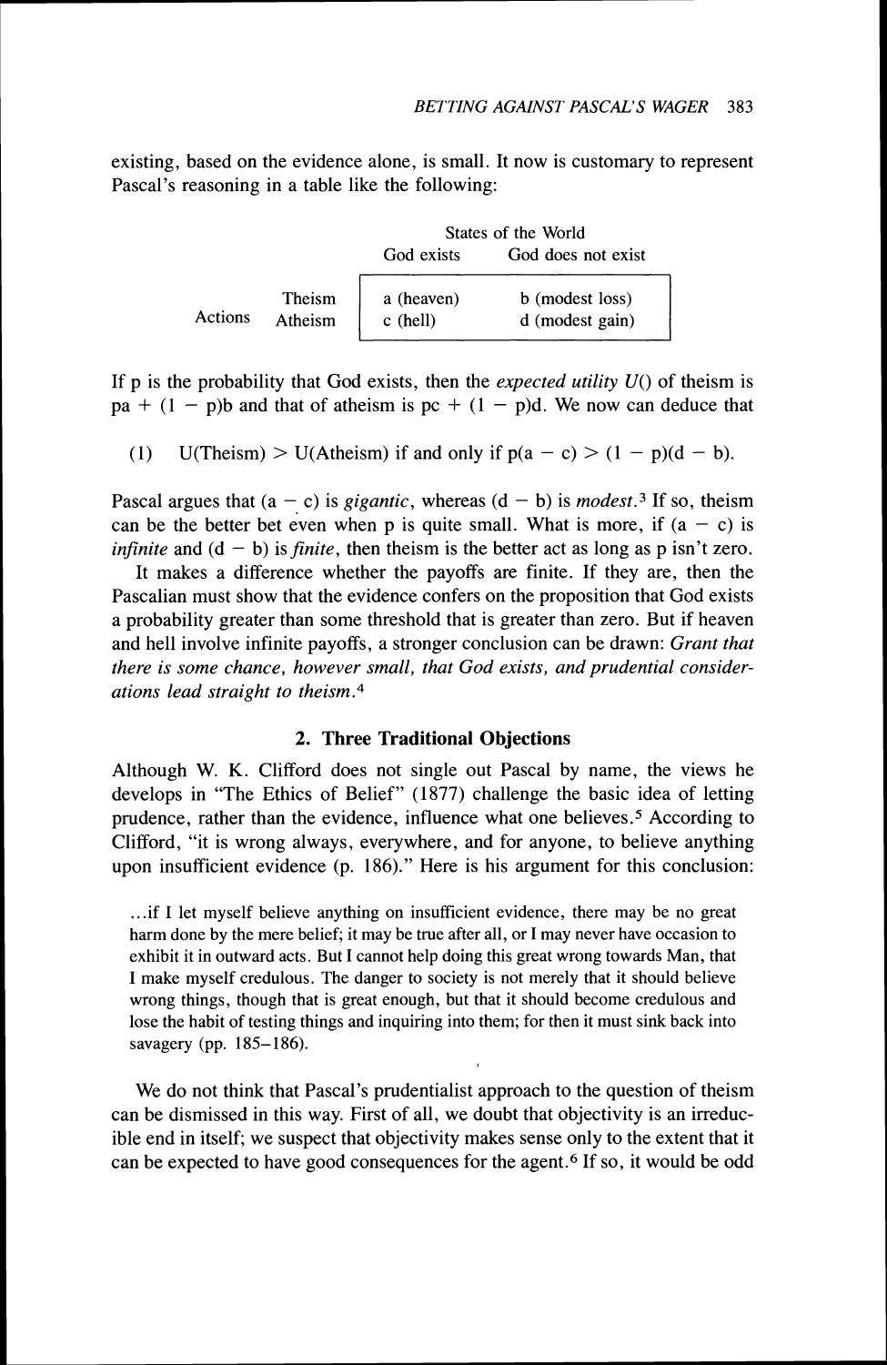existing, based on the evidence alone, is small. It now is customary to represent Pascal's reasoning in a table like the following:

| | | States of the World | |
|---|---|---|---|
| | | God exists | God does not exist |
| Actions | Theism | a (heaven) | b (modest loss) |
| | Atheism | c (hell) | d (modest gain) |

If p is the probability that God exists, then the *expected utility U*() of theism is $pa + (1 - p)b$ and that of atheism is $pc + (1 - p)d$. We now can deduce that

(1) $U(\text{Theism}) > U(\text{Atheism})$ if and only if $p(a - c) > (1 - p)(d - b)$.

Pascal argues that $(a - c)$ is *gigantic*, whereas $(d - b)$ is *modest*.[3] If so, theism can be the better bet even when p is quite small. What is more, if $(a - c)$ is *infinite* and $(d - b)$ is *finite*, then theism is the better act as long as p isn't zero.

It makes a difference whether the payoffs are finite. If they are, then the Pascalian must show that the evidence confers on the proposition that God exists a probability greater than some threshold that is greater than zero. But if heaven and hell involve infinite payoffs, a stronger conclusion can be drawn: *Grant that there is some chance, however small, that God exists, and prudential considerations lead straight to theism.*[4]

## 2. Three Traditional Objections

Although W. K. Clifford does not single out Pascal by name, the views he develops in "The Ethics of Belief" (1877) challenge the basic idea of letting prudence, rather than the evidence, influence what one believes.[5] According to Clifford, "it is wrong always, everywhere, and for anyone, to believe anything upon insufficient evidence (p. 186)." Here is his argument for this conclusion:

> ...if I let myself believe anything on insufficient evidence, there may be no great harm done by the mere belief; it may be true after all, or I may never have occasion to exhibit it in outward acts. But I cannot help doing this great wrong towards Man, that I make myself credulous. The danger to society is not merely that it should believe wrong things, though that is great enough, but that it should become credulous and lose the habit of testing things and inquiring into them; for then it must sink back into savagery (pp. 185–186).

We do not think that Pascal's prudentialist approach to the question of theism can be dismissed in this way. First of all, we doubt that objectivity is an irreducible end in itself; we suspect that objectivity makes sense only to the extent that it can be expected to have good consequences for the agent.[6] If so, it would be odd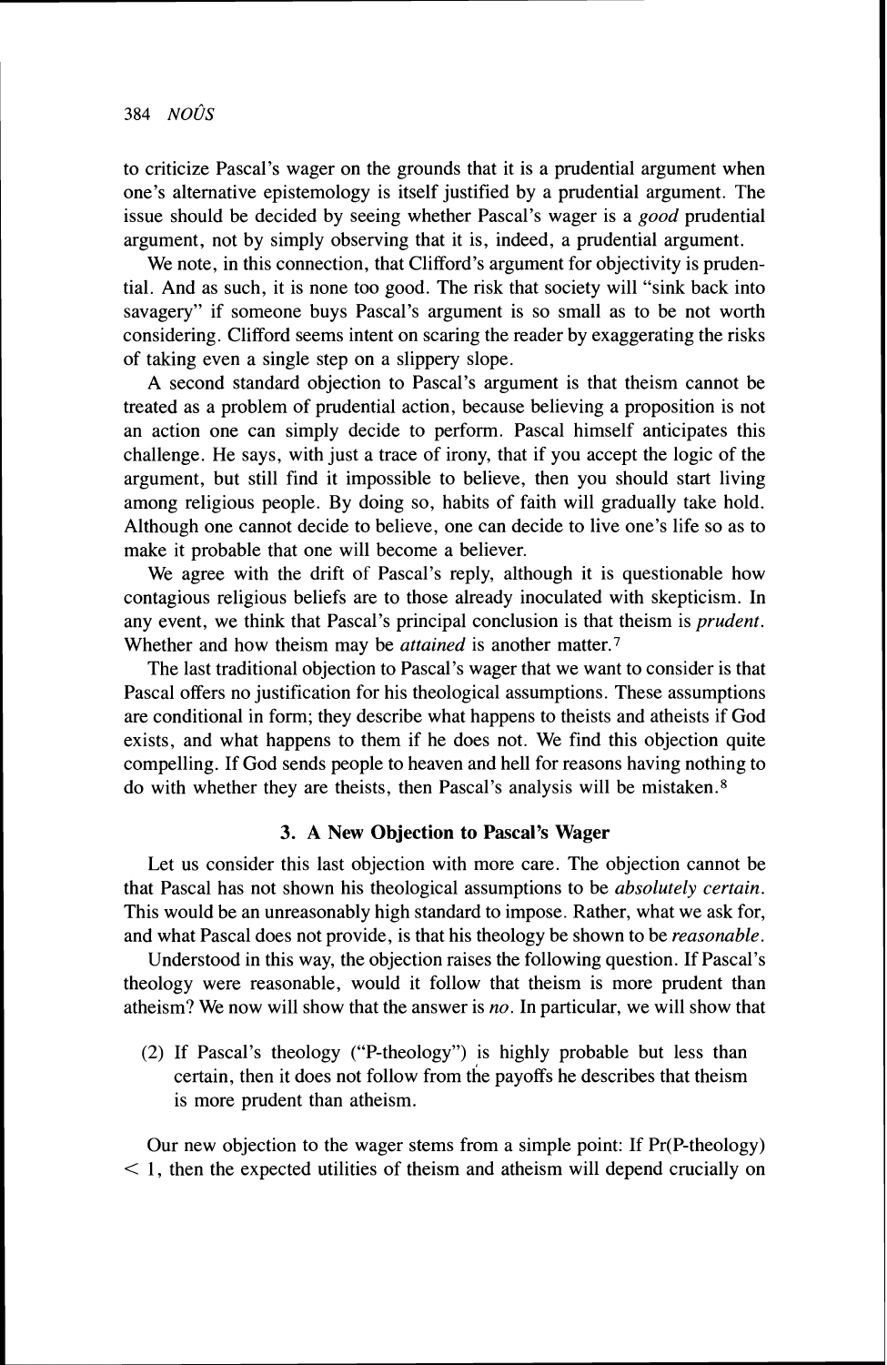to criticize Pascal's wager on the grounds that it is a prudential argument when one's alternative epistemology is itself justified by a prudential argument. The issue should be decided by seeing whether Pascal's wager is a *good* prudential argument, not by simply observing that it is, indeed, a prudential argument.

We note, in this connection, that Clifford's argument for objectivity is prudential. And as such, it is none too good. The risk that society will "sink back into savagery" if someone buys Pascal's argument is so small as to be not worth considering. Clifford seems intent on scaring the reader by exaggerating the risks of taking even a single step on a slippery slope.

A second standard objection to Pascal's argument is that theism cannot be treated as a problem of prudential action, because believing a proposition is not an action one can simply decide to perform. Pascal himself anticipates this challenge. He says, with just a trace of irony, that if you accept the logic of the argument, but still find it impossible to believe, then you should start living among religious people. By doing so, habits of faith will gradually take hold. Although one cannot decide to believe, one can decide to live one's life so as to make it probable that one will become a believer.

We agree with the drift of Pascal's reply, although it is questionable how contagious religious beliefs are to those already inoculated with skepticism. In any event, we think that Pascal's principal conclusion is that theism is *prudent*. Whether and how theism may be *attained* is another matter.[7]

The last traditional objection to Pascal's wager that we want to consider is that Pascal offers no justification for his theological assumptions. These assumptions are conditional in form; they describe what happens to theists and atheists if God exists, and what happens to them if he does not. We find this objection quite compelling. If God sends people to heaven and hell for reasons having nothing to do with whether they are theists, then Pascal's analysis will be mistaken.[8]

## 3. A New Objection to Pascal's Wager

Let us consider this last objection with more care. The objection cannot be that Pascal has not shown his theological assumptions to be *absolutely certain*. This would be an unreasonably high standard to impose. Rather, what we ask for, and what Pascal does not provide, is that his theology be shown to be *reasonable*.

Understood in this way, the objection raises the following question. If Pascal's theology were reasonable, would it follow that theism is more prudent than atheism? We now will show that the answer is *no*. In particular, we will show that

(2) If Pascal's theology ("P-theology") is highly probable but less than certain, then it does not follow from the payoffs he describes that theism is more prudent than atheism.

Our new objection to the wager stems from a simple point: If Pr(P-theology) $< 1$, then the expected utilities of theism and atheism will depend crucially on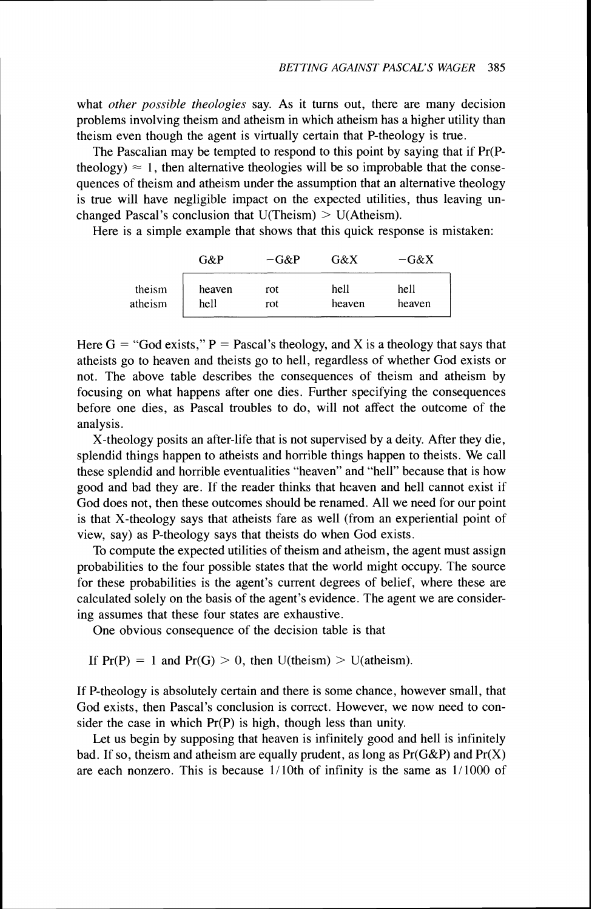what *other possible theologies* say. As it turns out, there are many decision problems involving theism and atheism in which atheism has a higher utility than theism even though the agent is virtually certain that P-theology is true.

The Pascalian may be tempted to respond to this point by saying that if Pr(P-theology) $\approx 1$, then alternative theologies will be so improbable that the consequences of theism and atheism under the assumption that an alternative theology is true will have negligible impact on the expected utilities, thus leaving unchanged Pascal's conclusion that U(Theism) > U(Atheism).

Here is a simple example that shows that this quick response is mistaken:

| | G&P | −G&P | G&X | −G&X |
|---|---|---|---|---|
| theism | heaven | rot | hell | hell |
| atheism | hell | rot | heaven | heaven |

Here G = "God exists," P = Pascal's theology, and X is a theology that says that atheists go to heaven and theists go to hell, regardless of whether God exists or not. The above table describes the consequences of theism and atheism by focusing on what happens after one dies. Further specifying the consequences before one dies, as Pascal troubles to do, will not affect the outcome of the analysis.

X-theology posits an after-life that is not supervised by a deity. After they die, splendid things happen to atheists and horrible things happen to theists. We call these splendid and horrible eventualities "heaven" and "hell" because that is how good and bad they are. If the reader thinks that heaven and hell cannot exist if God does not, then these outcomes should be renamed. All we need for our point is that X-theology says that atheists fare as well (from an experiential point of view, say) as P-theology says that theists do when God exists.

To compute the expected utilities of theism and atheism, the agent must assign probabilities to the four possible states that the world might occupy. The source for these probabilities is the agent's current degrees of belief, where these are calculated solely on the basis of the agent's evidence. The agent we are considering assumes that these four states are exhaustive.

One obvious consequence of the decision table is that

If Pr(P) = 1 and Pr(G) > 0, then U(theism) > U(atheism).

If P-theology is absolutely certain and there is some chance, however small, that God exists, then Pascal's conclusion is correct. However, we now need to consider the case in which Pr(P) is high, though less than unity.

Let us begin by supposing that heaven is infinitely good and hell is infinitely bad. If so, theism and atheism are equally prudent, as long as Pr(G&P) and Pr(X) are each nonzero. This is because 1/10th of infinity is the same as 1/1000 of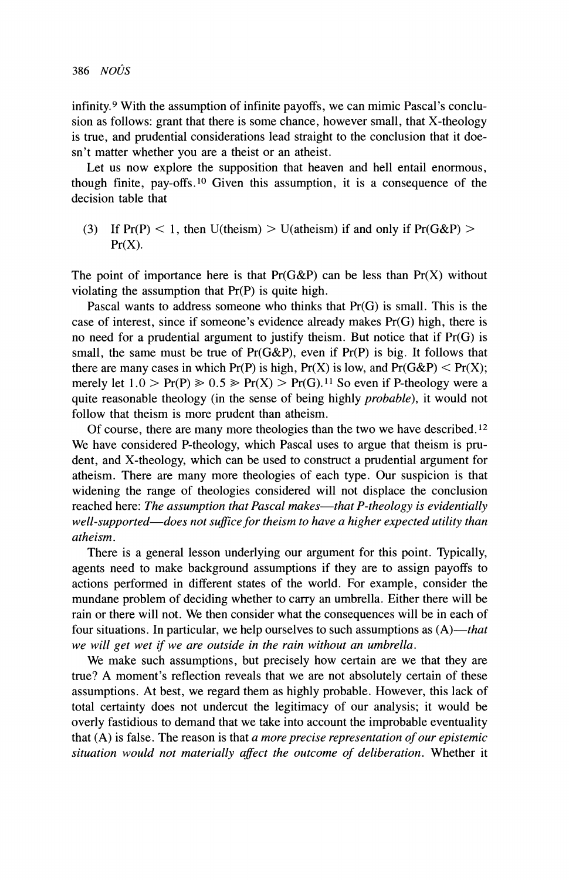infinity.[9] With the assumption of infinite payoffs, we can mimic Pascal's conclusion as follows: grant that there is some chance, however small, that X-theology is true, and prudential considerations lead straight to the conclusion that it doesn't matter whether you are a theist or an atheist.

Let us now explore the supposition that heaven and hell entail enormous, though finite, pay-offs.[10] Given this assumption, it is a consequence of the decision table that

(3) If $Pr(P) < 1$, then $U(\text{theism}) > U(\text{atheism})$ if and only if $Pr(G\&P) > Pr(X)$.

The point of importance here is that $Pr(G\&P)$ can be less than $Pr(X)$ without violating the assumption that $Pr(P)$ is quite high.

Pascal wants to address someone who thinks that $Pr(G)$ is small. This is the case of interest, since if someone's evidence already makes $Pr(G)$ high, there is no need for a prudential argument to justify theism. But notice that if $Pr(G)$ is small, the same must be true of $Pr(G\&P)$, even if $Pr(P)$ is big. It follows that there are many cases in which $Pr(P)$ is high, $Pr(X)$ is low, and $Pr(G\&P) < Pr(X)$; merely let $1.0 > Pr(P) \gg 0.5 \gg Pr(X) > Pr(G)$.[11] So even if P-theology were a quite reasonable theology (in the sense of being highly *probable*), it would not follow that theism is more prudent than atheism.

Of course, there are many more theologies than the two we have described.[12] We have considered P-theology, which Pascal uses to argue that theism is prudent, and X-theology, which can be used to construct a prudential argument for atheism. There are many more theologies of each type. Our suspicion is that widening the range of theologies considered will not displace the conclusion reached here: *The assumption that Pascal makes—that P-theology is evidentially well-supported—does not suffice for theism to have a higher expected utility than atheism.*

There is a general lesson underlying our argument for this point. Typically, agents need to make background assumptions if they are to assign payoffs to actions performed in different states of the world. For example, consider the mundane problem of deciding whether to carry an umbrella. Either there will be rain or there will not. We then consider what the consequences will be in each of four situations. In particular, we help ourselves to such assumptions as (A)—*that we will get wet if we are outside in the rain without an umbrella.*

We make such assumptions, but precisely how certain are we that they are true? A moment's reflection reveals that we are not absolutely certain of these assumptions. At best, we regard them as highly probable. However, this lack of total certainty does not undercut the legitimacy of our analysis; it would be overly fastidious to demand that we take into account the improbable eventuality that (A) is false. The reason is that *a more precise representation of our epistemic situation would not materially affect the outcome of deliberation.* Whether it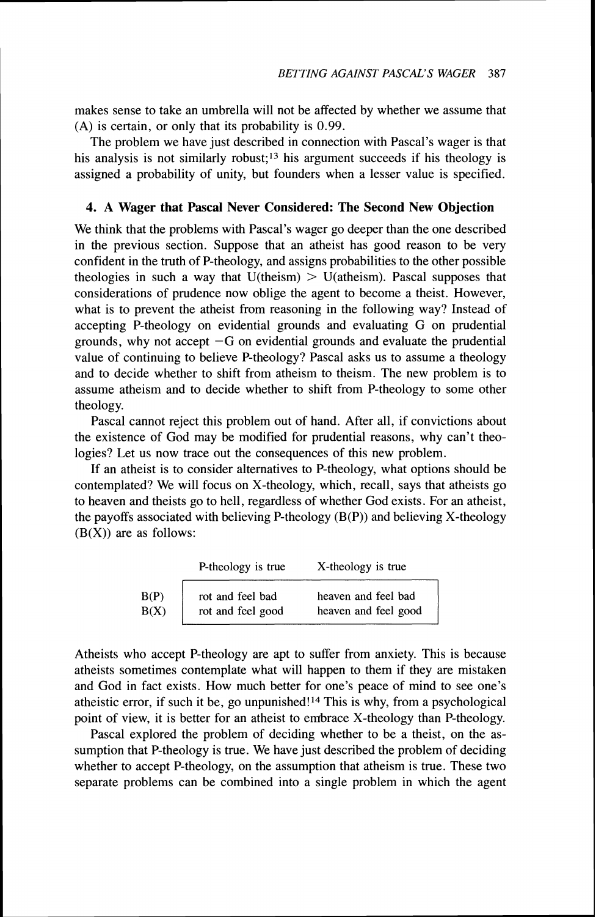makes sense to take an umbrella will not be affected by whether we assume that (A) is certain, or only that its probability is 0.99.

The problem we have just described in connection with Pascal's wager is that his analysis is not similarly robust;[13] his argument succeeds if his theology is assigned a probability of unity, but founders when a lesser value is specified.

## 4. A Wager that Pascal Never Considered: The Second New Objection

We think that the problems with Pascal's wager go deeper than the one described in the previous section. Suppose that an atheist has good reason to be very confident in the truth of P-theology, and assigns probabilities to the other possible theologies in such a way that U(theism) > U(atheism). Pascal supposes that considerations of prudence now oblige the agent to become a theist. However, what is to prevent the atheist from reasoning in the following way? Instead of accepting P-theology on evidential grounds and evaluating G on prudential grounds, why not accept $-G$ on evidential grounds and evaluate the prudential value of continuing to believe P-theology? Pascal asks us to assume a theology and to decide whether to shift from atheism to theism. The new problem is to assume atheism and to decide whether to shift from P-theology to some other theology.

Pascal cannot reject this problem out of hand. After all, if convictions about the existence of God may be modified for prudential reasons, why can't theologies? Let us now trace out the consequences of this new problem.

If an atheist is to consider alternatives to P-theology, what options should be contemplated? We will focus on X-theology, which, recall, says that atheists go to heaven and theists go to hell, regardless of whether God exists. For an atheist, the payoffs associated with believing P-theology (B(P)) and believing X-theology (B(X)) are as follows:

| | P-theology is true | X-theology is true |
|---|---|---|
| B(P) | rot and feel bad | heaven and feel bad |
| B(X) | rot and feel good | heaven and feel good |

Atheists who accept P-theology are apt to suffer from anxiety. This is because atheists sometimes contemplate what will happen to them if they are mistaken and God in fact exists. How much better for one's peace of mind to see one's atheistic error, if such it be, go unpunished![14] This is why, from a psychological point of view, it is better for an atheist to embrace X-theology than P-theology.

Pascal explored the problem of deciding whether to be a theist, on the assumption that P-theology is true. We have just described the problem of deciding whether to accept P-theology, on the assumption that atheism is true. These two separate problems can be combined into a single problem in which the agent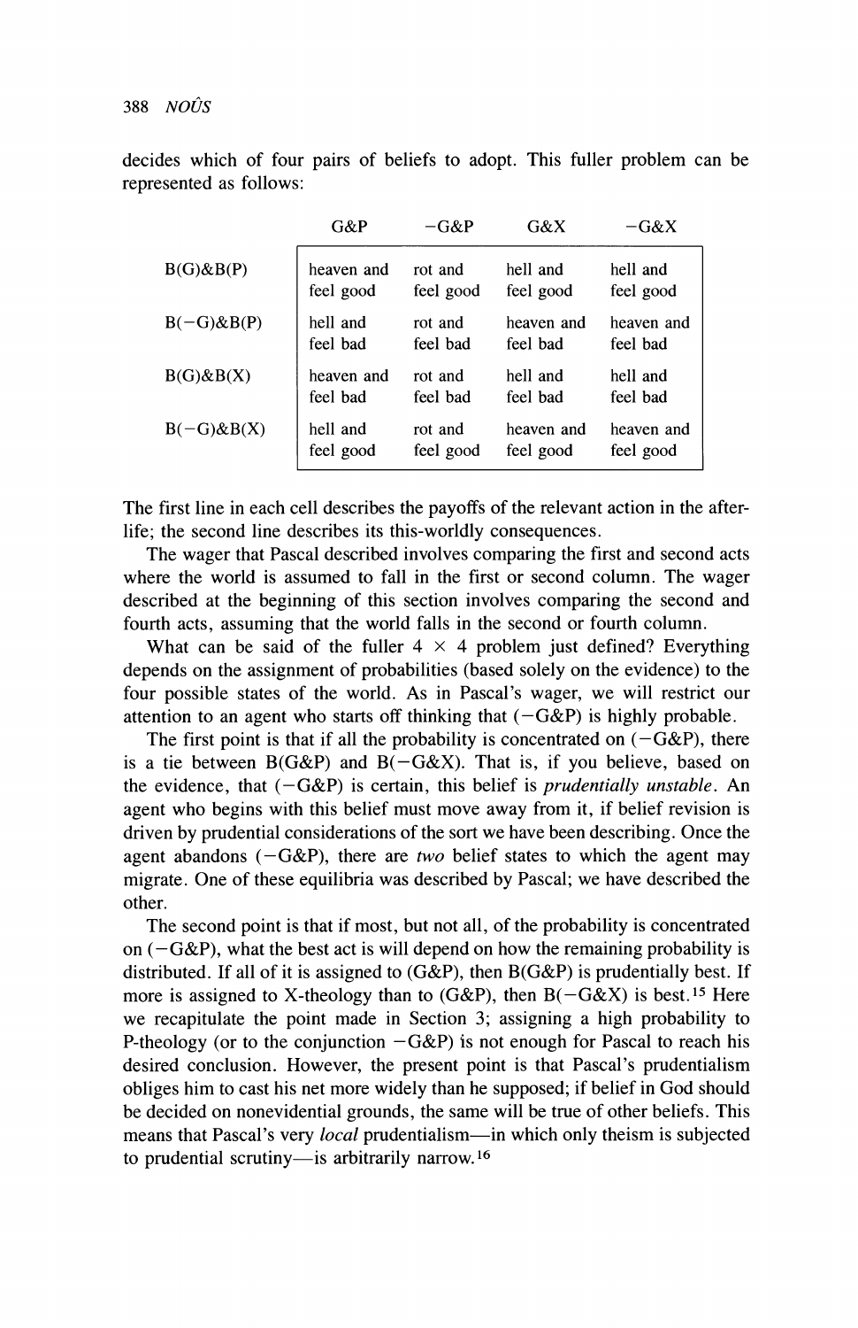decides which of four pairs of beliefs to adopt. This fuller problem can be represented as follows:

| | G&P | −G&P | G&X | −G&X |
|---|---|---|---|---|
| B(G)&B(P) | heaven and feel good | rot and feel good | hell and feel good | hell and feel good |
| B(−G)&B(P) | hell and feel bad | rot and feel bad | heaven and feel bad | heaven and feel bad |
| B(G)&B(X) | heaven and feel bad | rot and feel bad | hell and feel bad | hell and feel bad |
| B(−G)&B(X) | hell and feel good | rot and feel good | heaven and feel good | heaven and feel good |

The first line in each cell describes the payoffs of the relevant action in the after-life; the second line describes its this-worldly consequences.

The wager that Pascal described involves comparing the first and second acts where the world is assumed to fall in the first or second column. The wager described at the beginning of this section involves comparing the second and fourth acts, assuming that the world falls in the second or fourth column.

What can be said of the fuller 4 × 4 problem just defined? Everything depends on the assignment of probabilities (based solely on the evidence) to the four possible states of the world. As in Pascal's wager, we will restrict our attention to an agent who starts off thinking that (−G&P) is highly probable.

The first point is that if all the probability is concentrated on (−G&P), there is a tie between B(G&P) and B(−G&X). That is, if you believe, based on the evidence, that (−G&P) is certain, this belief is *prudentially unstable*. An agent who begins with this belief must move away from it, if belief revision is driven by prudential considerations of the sort we have been describing. Once the agent abandons (−G&P), there are *two* belief states to which the agent may migrate. One of these equilibria was described by Pascal; we have described the other.

The second point is that if most, but not all, of the probability is concentrated on (−G&P), what the best act is will depend on how the remaining probability is distributed. If all of it is assigned to (G&P), then B(G&P) is prudentially best. If more is assigned to X-theology than to (G&P), then B(−G&X) is best.[15] Here we recapitulate the point made in Section 3; assigning a high probability to P-theology (or to the conjunction −G&P) is not enough for Pascal to reach his desired conclusion. However, the present point is that Pascal's prudentialism obliges him to cast his net more widely than he supposed; if belief in God should be decided on nonevidential grounds, the same will be true of other beliefs. This means that Pascal's very *local* prudentialism—in which only theism is subjected to prudential scrutiny—is arbitrarily narrow.[16]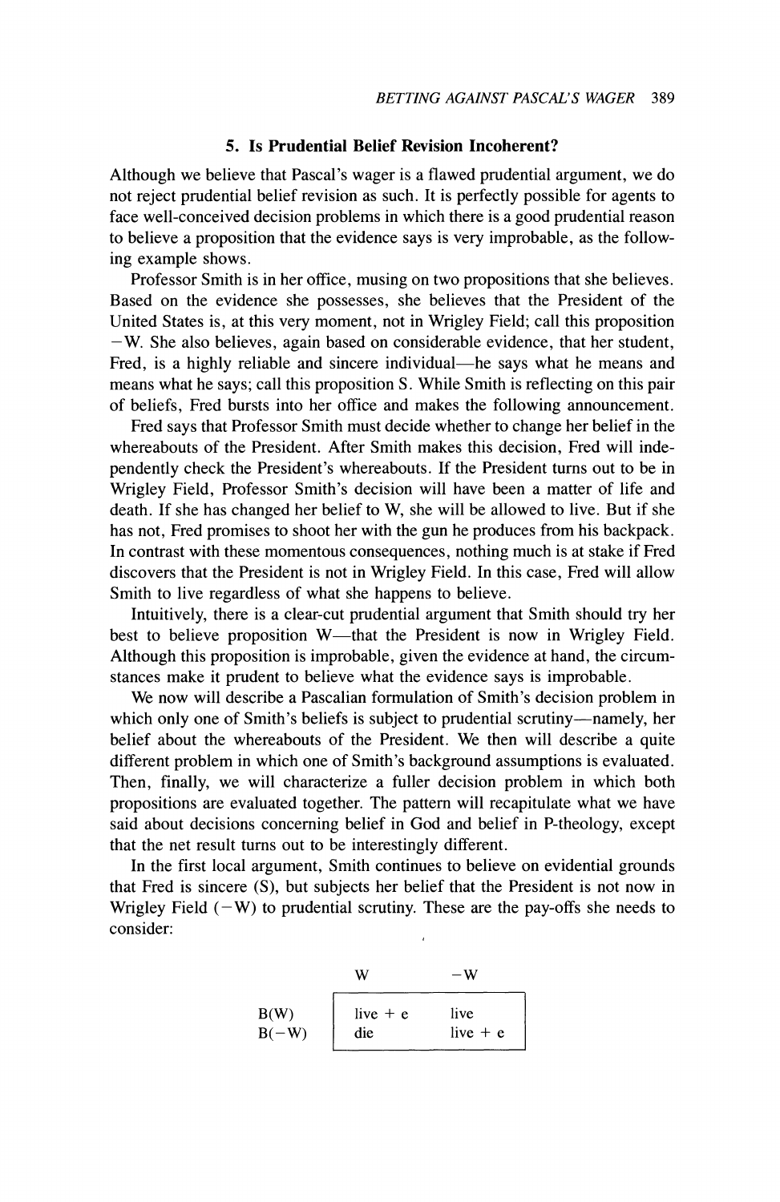### 5. Is Prudential Belief Revision Incoherent?

Although we believe that Pascal's wager is a flawed prudential argument, we do not reject prudential belief revision as such. It is perfectly possible for agents to face well-conceived decision problems in which there is a good prudential reason to believe a proposition that the evidence says is very improbable, as the following example shows.

Professor Smith is in her office, musing on two propositions that she believes. Based on the evidence she possesses, she believes that the President of the United States is, at this very moment, not in Wrigley Field; call this proposition −W. She also believes, again based on considerable evidence, that her student, Fred, is a highly reliable and sincere individual—he says what he means and means what he says; call this proposition S. While Smith is reflecting on this pair of beliefs, Fred bursts into her office and makes the following announcement.

Fred says that Professor Smith must decide whether to change her belief in the whereabouts of the President. After Smith makes this decision, Fred will independently check the President's whereabouts. If the President turns out to be in Wrigley Field, Professor Smith's decision will have been a matter of life and death. If she has changed her belief to W, she will be allowed to live. But if she has not, Fred promises to shoot her with the gun he produces from his backpack. In contrast with these momentous consequences, nothing much is at stake if Fred discovers that the President is not in Wrigley Field. In this case, Fred will allow Smith to live regardless of what she happens to believe.

Intuitively, there is a clear-cut prudential argument that Smith should try her best to believe proposition W—that the President is now in Wrigley Field. Although this proposition is improbable, given the evidence at hand, the circumstances make it prudent to believe what the evidence says is improbable.

We now will describe a Pascalian formulation of Smith's decision problem in which only one of Smith's beliefs is subject to prudential scrutiny—namely, her belief about the whereabouts of the President. We then will describe a quite different problem in which one of Smith's background assumptions is evaluated. Then, finally, we will characterize a fuller decision problem in which both propositions are evaluated together. The pattern will recapitulate what we have said about decisions concerning belief in God and belief in P-theology, except that the net result turns out to be interestingly different.

In the first local argument, Smith continues to believe on evidential grounds that Fred is sincere (S), but subjects her belief that the President is not now in Wrigley Field (−W) to prudential scrutiny. These are the pay-offs she needs to consider:

| | W | −W |
|---|---|---|
| B(W) | live + e | live |
| B(−W) | die | live + e |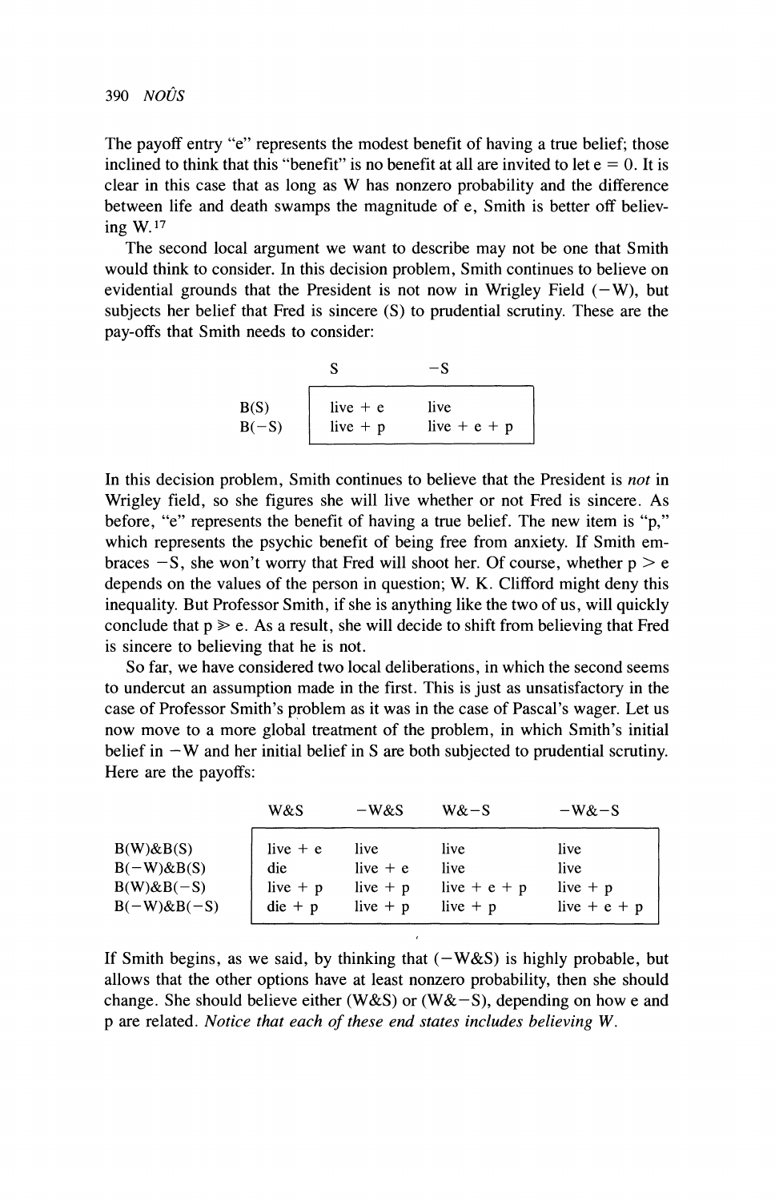The payoff entry "e" represents the modest benefit of having a true belief; those inclined to think that this "benefit" is no benefit at all are invited to let $e = 0$. It is clear in this case that as long as W has nonzero probability and the difference between life and death swamps the magnitude of e, Smith is better off believing W.[17]

The second local argument we want to describe may not be one that Smith would think to consider. In this decision problem, Smith continues to believe on evidential grounds that the President is not now in Wrigley Field (−W), but subjects her belief that Fred is sincere (S) to prudential scrutiny. These are the pay-offs that Smith needs to consider:

| | S | −S |
|---|---|---|
| B(S) | live + e | live |
| B(−S) | live + p | live + e + p |

In this decision problem, Smith continues to believe that the President is *not* in Wrigley field, so she figures she will live whether or not Fred is sincere. As before, "e" represents the benefit of having a true belief. The new item is "p," which represents the psychic benefit of being free from anxiety. If Smith embraces −S, she won't worry that Fred will shoot her. Of course, whether $p > e$ depends on the values of the person in question; W. K. Clifford might deny this inequality. But Professor Smith, if she is anything like the two of us, will quickly conclude that $p \gg e$. As a result, she will decide to shift from believing that Fred is sincere to believing that he is not.

So far, we have considered two local deliberations, in which the second seems to undercut an assumption made in the first. This is just as unsatisfactory in the case of Professor Smith's problem as it was in the case of Pascal's wager. Let us now move to a more global treatment of the problem, in which Smith's initial belief in −W and her initial belief in S are both subjected to prudential scrutiny. Here are the payoffs:

| | W&S | −W&S | W&−S | −W&−S |
|---|---|---|---|---|
| B(W)&B(S) | live + e | live | live | live |
| B(−W)&B(S) | die | live + e | live | live |
| B(W)&B(−S) | live + p | live + p | live + e + p | live + p |
| B(−W)&B(−S) | die + p | live + p | live + p | live + e + p |

If Smith begins, as we said, by thinking that (−W&S) is highly probable, but allows that the other options have at least nonzero probability, then she should change. She should believe either (W&S) or (W&−S), depending on how e and p are related. *Notice that each of these end states includes believing W.*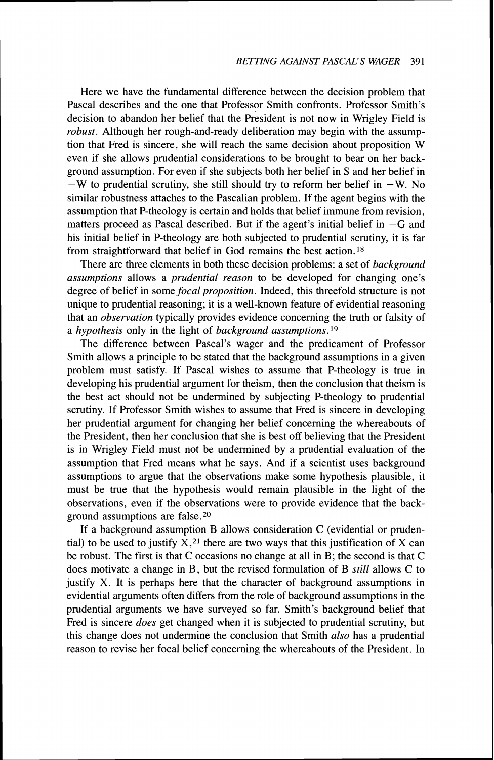Here we have the fundamental difference between the decision problem that Pascal describes and the one that Professor Smith confronts. Professor Smith's decision to abandon her belief that the President is not now in Wrigley Field is *robust*. Although her rough-and-ready deliberation may begin with the assumption that Fred is sincere, she will reach the same decision about proposition W even if she allows prudential considerations to be brought to bear on her background assumption. For even if she subjects both her belief in S and her belief in $-W$ to prudential scrutiny, she still should try to reform her belief in $-W$. No similar robustness attaches to the Pascalian problem. If the agent begins with the assumption that P-theology is certain and holds that belief immune from revision, matters proceed as Pascal described. But if the agent's initial belief in $-G$ and his initial belief in P-theology are both subjected to prudential scrutiny, it is far from straightforward that belief in God remains the best action.[18]

There are three elements in both these decision problems: a set of *background assumptions* allows a *prudential reason* to be developed for changing one's degree of belief in some *focal proposition*. Indeed, this threefold structure is not unique to prudential reasoning; it is a well-known feature of evidential reasoning that an *observation* typically provides evidence concerning the truth or falsity of a *hypothesis* only in the light of *background assumptions*.[19]

The difference between Pascal's wager and the predicament of Professor Smith allows a principle to be stated that the background assumptions in a given problem must satisfy. If Pascal wishes to assume that P-theology is true in developing his prudential argument for theism, then the conclusion that theism is the best act should not be undermined by subjecting P-theology to prudential scrutiny. If Professor Smith wishes to assume that Fred is sincere in developing her prudential argument for changing her belief concerning the whereabouts of the President, then her conclusion that she is best off believing that the President is in Wrigley Field must not be undermined by a prudential evaluation of the assumption that Fred means what he says. And if a scientist uses background assumptions to argue that the observations make some hypothesis plausible, it must be true that the hypothesis would remain plausible in the light of the observations, even if the observations were to provide evidence that the background assumptions are false.[20]

If a background assumption B allows consideration C (evidential or prudential) to be used to justify X,[21] there are two ways that this justification of X can be robust. The first is that C occasions no change at all in B; the second is that C does motivate a change in B, but the revised formulation of B *still* allows C to justify X. It is perhaps here that the character of background assumptions in evidential arguments often differs from the rôle of background assumptions in the prudential arguments we have surveyed so far. Smith's background belief that Fred is sincere *does* get changed when it is subjected to prudential scrutiny, but this change does not undermine the conclusion that Smith *also* has a prudential reason to revise her focal belief concerning the whereabouts of the President. In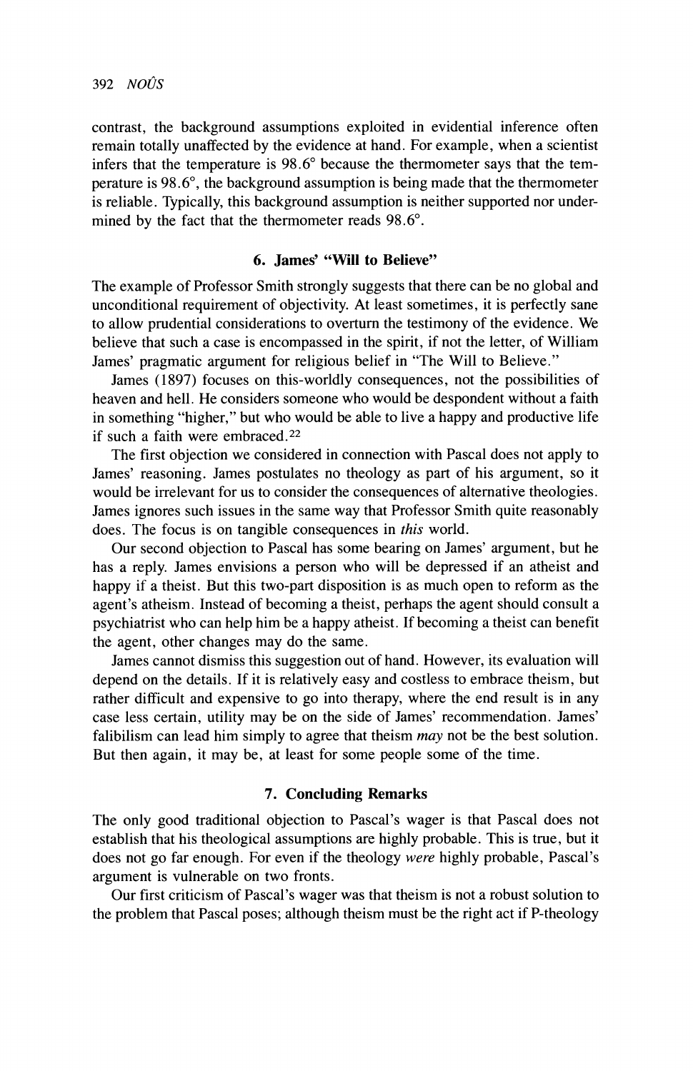contrast, the background assumptions exploited in evidential inference often remain totally unaffected by the evidence at hand. For example, when a scientist infers that the temperature is 98.6° because the thermometer says that the temperature is 98.6°, the background assumption is being made that the thermometer is reliable. Typically, this background assumption is neither supported nor undermined by the fact that the thermometer reads 98.6°.

## 6. James' "Will to Believe"

The example of Professor Smith strongly suggests that there can be no global and unconditional requirement of objectivity. At least sometimes, it is perfectly sane to allow prudential considerations to overturn the testimony of the evidence. We believe that such a case is encompassed in the spirit, if not the letter, of William James' pragmatic argument for religious belief in "The Will to Believe."

James (1897) focuses on this-worldly consequences, not the possibilities of heaven and hell. He considers someone who would be despondent without a faith in something "higher," but who would be able to live a happy and productive life if such a faith were embraced.[22]

The first objection we considered in connection with Pascal does not apply to James' reasoning. James postulates no theology as part of his argument, so it would be irrelevant for us to consider the consequences of alternative theologies. James ignores such issues in the same way that Professor Smith quite reasonably does. The focus is on tangible consequences in *this* world.

Our second objection to Pascal has some bearing on James' argument, but he has a reply. James envisions a person who will be depressed if an atheist and happy if a theist. But this two-part disposition is as much open to reform as the agent's atheism. Instead of becoming a theist, perhaps the agent should consult a psychiatrist who can help him be a happy atheist. If becoming a theist can benefit the agent, other changes may do the same.

James cannot dismiss this suggestion out of hand. However, its evaluation will depend on the details. If it is relatively easy and costless to embrace theism, but rather difficult and expensive to go into therapy, where the end result is in any case less certain, utility may be on the side of James' recommendation. James' falibilism can lead him simply to agree that theism *may* not be the best solution. But then again, it may be, at least for some people some of the time.

## 7. Concluding Remarks

The only good traditional objection to Pascal's wager is that Pascal does not establish that his theological assumptions are highly probable. This is true, but it does not go far enough. For even if the theology *were* highly probable, Pascal's argument is vulnerable on two fronts.

Our first criticism of Pascal's wager was that theism is not a robust solution to the problem that Pascal poses; although theism must be the right act if P-theology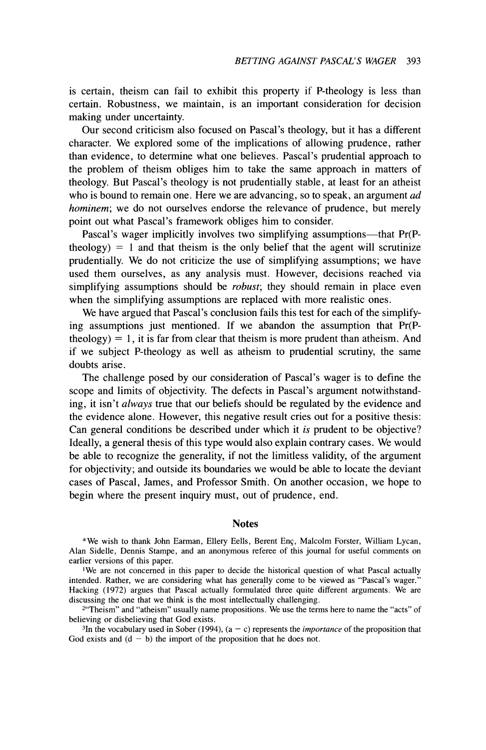is certain, theism can fail to exhibit this property if P-theology is less than certain. Robustness, we maintain, is an important consideration for decision making under uncertainty.

Our second criticism also focused on Pascal's theology, but it has a different character. We explored some of the implications of allowing prudence, rather than evidence, to determine what one believes. Pascal's prudential approach to the problem of theism obliges him to take the same approach in matters of theology. But Pascal's theology is not prudentially stable, at least for an atheist who is bound to remain one. Here we are advancing, so to speak, an argument *ad hominem*; we do not ourselves endorse the relevance of prudence, but merely point out what Pascal's framework obliges him to consider.

Pascal's wager implicitly involves two simplifying assumptions—that $\Pr(\text{P-theology}) = 1$ and that theism is the only belief that the agent will scrutinize prudentially. We do not criticize the use of simplifying assumptions; we have used them ourselves, as any analysis must. However, decisions reached via simplifying assumptions should be *robust*; they should remain in place even when the simplifying assumptions are replaced with more realistic ones.

We have argued that Pascal's conclusion fails this test for each of the simplifying assumptions just mentioned. If we abandon the assumption that $\Pr(\text{P-theology}) = 1$, it is far from clear that theism is more prudent than atheism. And if we subject P-theology as well as atheism to prudential scrutiny, the same doubts arise.

The challenge posed by our consideration of Pascal's wager is to define the scope and limits of objectivity. The defects in Pascal's argument notwithstanding, it isn't *always* true that our beliefs should be regulated by the evidence and the evidence alone. However, this negative result cries out for a positive thesis: Can general conditions be described under which it *is* prudent to be objective? Ideally, a general thesis of this type would also explain contrary cases. We would be able to recognize the generality, if not the limitless validity, of the argument for objectivity; and outside its boundaries we would be able to locate the deviant cases of Pascal, James, and Professor Smith. On another occasion, we hope to begin where the present inquiry must, out of prudence, end.

## Notes

*We wish to thank John Earman, Ellery Eells, Berent Enç, Malcolm Forster, William Lycan, Alan Sidelle, Dennis Stampe, and an anonymous referee of this journal for useful comments on earlier versions of this paper.

[1]We are not concerned in this paper to decide the historical question of what Pascal actually intended. Rather, we are considering what has generally come to be viewed as "Pascal's wager." Hacking (1972) argues that Pascal actually formulated three quite different arguments. We are discussing the one that we think is the most intellectually challenging.

[2]"Theism" and "atheism" usually name propositions. We use the terms here to name the "acts" of believing or disbelieving that God exists.

[3]In the vocabulary used in Sober (1994), $(a - c)$ represents the *importance* of the proposition that God exists and $(d - b)$ the import of the proposition that he does not.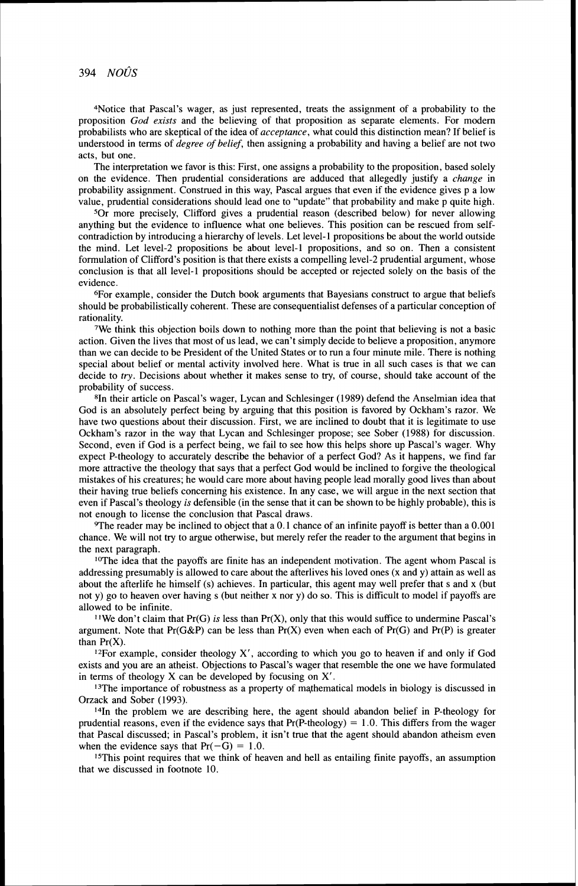[4]Notice that Pascal's wager, as just represented, treats the assignment of a probability to the proposition *God exists* and the believing of that proposition as separate elements. For modern probabilists who are skeptical of the idea of *acceptance*, what could this distinction mean? If belief is understood in terms of *degree of belief*, then assigning a probability and having a belief are not two acts, but one.

The interpretation we favor is this: First, one assigns a probability to the proposition, based solely on the evidence. Then prudential considerations are adduced that allegedly justify a *change* in probability assignment. Construed in this way, Pascal argues that even if the evidence gives p a low value, prudential considerations should lead one to "update" that probability and make p quite high.

[5]Or more precisely, Clifford gives a prudential reason (described below) for never allowing anything but the evidence to influence what one believes. This position can be rescued from self-contradiction by introducing a hierarchy of levels. Let level-1 propositions be about the world outside the mind. Let level-2 propositions be about level-1 propositions, and so on. Then a consistent formulation of Clifford's position is that there exists a compelling level-2 prudential argument, whose conclusion is that all level-1 propositions should be accepted or rejected solely on the basis of the evidence.

[6]For example, consider the Dutch book arguments that Bayesians construct to argue that beliefs should be probabilistically coherent. These are consequentialist defenses of a particular conception of rationality.

[7]We think this objection boils down to nothing more than the point that believing is not a basic action. Given the lives that most of us lead, we can't simply decide to believe a proposition, anymore than we can decide to be President of the United States or to run a four minute mile. There is nothing special about belief or mental activity involved here. What is true in all such cases is that we can decide to *try*. Decisions about whether it makes sense to try, of course, should take account of the probability of success.

[8]In their article on Pascal's wager, Lycan and Schlesinger (1989) defend the Anselmian idea that God is an absolutely perfect being by arguing that this position is favored by Ockham's razor. We have two questions about their discussion. First, we are inclined to doubt that it is legitimate to use Ockham's razor in the way that Lycan and Schlesinger propose; see Sober (1988) for discussion. Second, even if God is a perfect being, we fail to see how this helps shore up Pascal's wager. Why expect P-theology to accurately describe the behavior of a perfect God? As it happens, we find far more attractive the theology that says that a perfect God would be inclined to forgive the theological mistakes of his creatures; he would care more about having people lead morally good lives than about their having true beliefs concerning his existence. In any case, we will argue in the next section that even if Pascal's theology *is* defensible (in the sense that it can be shown to be highly probable), this is not enough to license the conclusion that Pascal draws.

[9]The reader may be inclined to object that a 0.1 chance of an infinite payoff is better than a 0.001 chance. We will not try to argue otherwise, but merely refer the reader to the argument that begins in the next paragraph.

[10]The idea that the payoffs are finite has an independent motivation. The agent whom Pascal is addressing presumably is allowed to care about the afterlives his loved ones (x and y) attain as well as about the afterlife he himself (s) achieves. In particular, this agent may well prefer that s and x (but not y) go to heaven over having s (but neither x nor y) do so. This is difficult to model if payoffs are allowed to be infinite.

[11]We don't claim that $\Pr(G)$ *is* less than $\Pr(X)$, only that this would suffice to undermine Pascal's argument. Note that $\Pr(G\&P)$ can be less than $\Pr(X)$ even when each of $\Pr(G)$ and $\Pr(P)$ is greater than $\Pr(X)$.

[12]For example, consider theology $X'$, according to which you go to heaven if and only if God exists and you are an atheist. Objections to Pascal's wager that resemble the one we have formulated in terms of theology X can be developed by focusing on $X'$.

[13]The importance of robustness as a property of mathematical models in biology is discussed in Orzack and Sober (1993).

[14]In the problem we are describing here, the agent should abandon belief in P-theology for prudential reasons, even if the evidence says that $\Pr(\text{P-theology}) = 1.0$. This differs from the wager that Pascal discussed; in Pascal's problem, it isn't true that the agent should abandon atheism even when the evidence says that $\Pr(-G) = 1.0$.

[15]This point requires that we think of heaven and hell as entailing finite payoffs, an assumption that we discussed in footnote 10.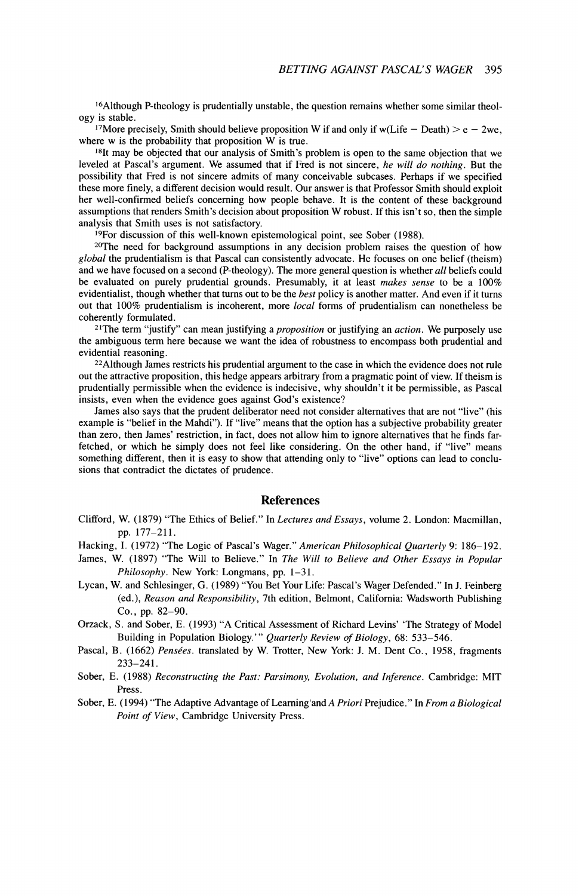[16]Although P-theology is prudentially unstable, the question remains whether some similar theology is stable.

[17]More precisely, Smith should believe proposition W if and only if $w(\text{Life} - \text{Death}) > e - 2we$, where w is the probability that proposition W is true.

[18]It may be objected that our analysis of Smith's problem is open to the same objection that we leveled at Pascal's argument. We assumed that if Fred is not sincere, *he will do nothing*. But the possibility that Fred is not sincere admits of many conceivable subcases. Perhaps if we specified these more finely, a different decision would result. Our answer is that Professor Smith should exploit her well-confirmed beliefs concerning how people behave. It is the content of these background assumptions that renders Smith's decision about proposition W robust. If this isn't so, then the simple analysis that Smith uses is not satisfactory.

[19]For discussion of this well-known epistemological point, see Sober (1988).

[20]The need for background assumptions in any decision problem raises the question of how *global* the prudentialism is that Pascal can consistently advocate. He focuses on one belief (theism) and we have focused on a second (P-theology). The more general question is whether *all* beliefs could be evaluated on purely prudential grounds. Presumably, it at least *makes sense* to be a 100% evidentialist, though whether that turns out to be the *best* policy is another matter. And even if it turns out that 100% prudentialism is incoherent, more *local* forms of prudentialism can nonetheless be coherently formulated.

[21]The term "justify" can mean justifying a *proposition* or justifying an *action*. We purposely use the ambiguous term here because we want the idea of robustness to encompass both prudential and evidential reasoning.

[22]Although James restricts his prudential argument to the case in which the evidence does not rule out the attractive proposition, this hedge appears arbitrary from a pragmatic point of view. If theism is prudentially permissible when the evidence is indecisive, why shouldn't it be permissible, as Pascal insists, even when the evidence goes against God's existence?

James also says that the prudent deliberator need not consider alternatives that are not "live" (his example is "belief in the Mahdi"). If "live" means that the option has a subjective probability greater than zero, then James' restriction, in fact, does not allow him to ignore alternatives that he finds far-fetched, or which he simply does not feel like considering. On the other hand, if "live" means something different, then it is easy to show that attending only to "live" options can lead to conclusions that contradict the dictates of prudence.

## References

Clifford, W. (1879) "The Ethics of Belief." In *Lectures and Essays*, volume 2. London: Macmillan, pp. 177–211.

Hacking, I. (1972) "The Logic of Pascal's Wager." *American Philosophical Quarterly* 9: 186–192.

James, W. (1897) "The Will to Believe." In *The Will to Believe and Other Essays in Popular Philosophy*. New York: Longmans, pp. 1–31.

Lycan, W. and Schlesinger, G. (1989) "You Bet Your Life: Pascal's Wager Defended." In J. Feinberg (ed.), *Reason and Responsibility*, 7th edition, Belmont, California: Wadsworth Publishing Co., pp. 82–90.

Orzack, S. and Sober, E. (1993) "A Critical Assessment of Richard Levins' 'The Strategy of Model Building in Population Biology.'" *Quarterly Review of Biology*, 68: 533–546.

Pascal, B. (1662) *Pensées*. translated by W. Trotter, New York: J. M. Dent Co., 1958, fragments 233–241.

Sober, E. (1988) *Reconstructing the Past: Parsimony, Evolution, and Inference*. Cambridge: MIT Press.

Sober, E. (1994) "The Adaptive Advantage of Learning and *A Priori* Prejudice." In *From a Biological Point of View*, Cambridge University Press.